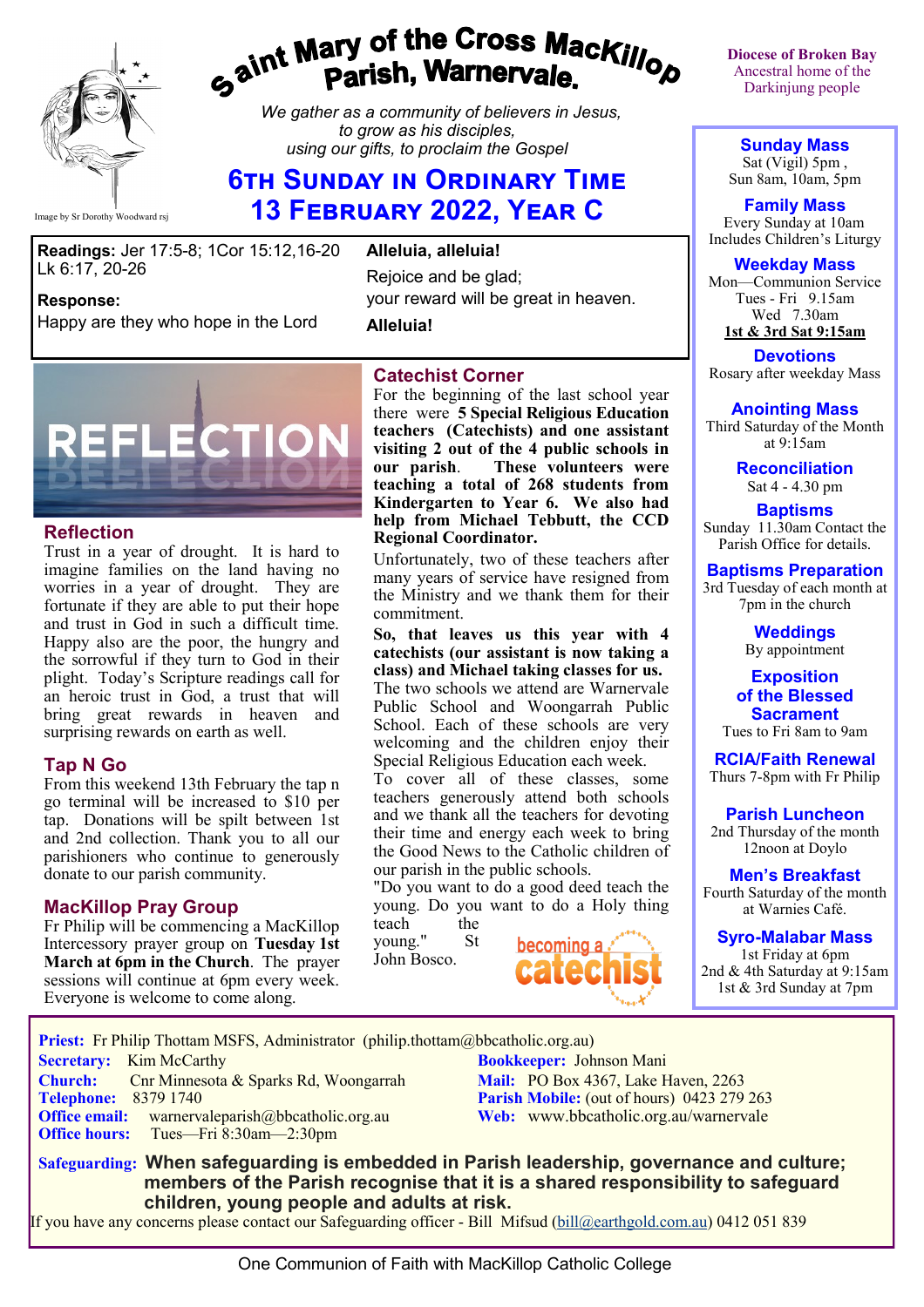# Saint Mary of the Cross MacKillop Parish, Warnervale.

Image by Sr Dorothy Woodward rsj

*We gather as a community of believers in Jesus, to grow as his disciples, using our gifts, to proclaim the Gospel*

## 6th Sunday in Ordinary Time
## 13 February 2022, Year C

Diocese of Broken Bay
Ancestral home of the Darkinjung people

**Readings:** Jer 17:5-8; 1Cor 15:12,16-20 Lk 6:17, 20-26

**Response:**
Happy are they who hope in the Lord

**Alleluia, alleluia!**
Rejoice and be glad;
your reward will be great in heaven.
**Alleluia!**

REFLECTION

### Reflection

Trust in a year of drought. It is hard to imagine families on the land having no worries in a year of drought. They are fortunate if they are able to put their hope and trust in God in such a difficult time. Happy also are the poor, the hungry and the sorrowful if they turn to God in their plight. Today's Scripture readings call for an heroic trust in God, a trust that will bring great rewards in heaven and surprising rewards on earth as well.

### Tap N Go

From this weekend 13th February the tap n go terminal will be increased to $10 per tap. Donations will be spilt between 1st and 2nd collection. Thank you to all our parishioners who continue to generously donate to our parish community.

### MacKillop Pray Group

Fr Philip will be commencing a MacKillop Intercessory prayer group on **Tuesday 1st March at 6pm in the Church**. The prayer sessions will continue at 6pm every week. Everyone is welcome to come along.

### Catechist Corner

For the beginning of the last school year there were **5 Special Religious Education teachers (Catechists) and one assistant visiting 2 out of the 4 public schools in our parish**. **These volunteers were teaching a total of 268 students from Kindergarten to Year 6. We also had help from Michael Tebbutt, the CCD Regional Coordinator.**

Unfortunately, two of these teachers after many years of service have resigned from the Ministry and we thank them for their commitment.

**So, that leaves us this year with 4 catechists (our assistant is now taking a class) and Michael taking classes for us.** The two schools we attend are Warnervale Public School and Woongarrah Public School. Each of these schools are very welcoming and the children enjoy their Special Religious Education each week. To cover all of these classes, some teachers generously attend both schools and we thank all the teachers for devoting their time and energy each week to bring the Good News to the Catholic children of our parish in the public schools.

"Do you want to do a good deed teach the young. Do you want to do a Holy thing teach the young." St John Bosco.

becoming a catechist

### Sunday Mass
Sat (Vigil) 5pm ,
Sun 8am, 10am, 5pm

### Family Mass
Every Sunday at 10am
Includes Children's Liturgy

### Weekday Mass
Mon—Communion Service
Tues - Fri 9.15am
Wed 7.30am
**1st & 3rd Sat 9:15am**

### Devotions
Rosary after weekday Mass

### Anointing Mass
Third Saturday of the Month at 9:15am

### Reconciliation
Sat 4 - 4.30 pm

### Baptisms
Sunday 11.30am Contact the Parish Office for details.

### Baptisms Preparation
3rd Tuesday of each month at 7pm in the church

### Weddings
By appointment

### Exposition of the Blessed Sacrament
Tues to Fri 8am to 9am

### RCIA/Faith Renewal
Thurs 7-8pm with Fr Philip

### Parish Luncheon
2nd Thursday of the month 12noon at Doylo

### Men's Breakfast
Fourth Saturday of the month at Warnies Café.

### Syro-Malabar Mass
1st Friday at 6pm
2nd & 4th Saturday at 9:15am
1st & 3rd Sunday at 7pm

**Priest:** Fr Philip Thottam MSFS, Administrator (philip.thottam@bbcatholic.org.au)
**Secretary:** Kim McCarthy
**Church:** Cnr Minnesota & Sparks Rd, Woongarrah
**Telephone:** 8379 1740
**Office email:** warnervaleparish@bbcatholic.org.au
**Office hours:** Tues—Fri 8:30am—2:30pm
**Bookkeeper:** Johnson Mani
**Mail:** PO Box 4367, Lake Haven, 2263
**Parish Mobile:** (out of hours) 0423 279 263
**Web:** www.bbcatholic.org.au/warnervale

**Safeguarding: When safeguarding is embedded in Parish leadership, governance and culture; members of the Parish recognise that it is a shared responsibility to safeguard children, young people and adults at risk.**

If you have any concerns please contact our Safeguarding officer - Bill Mifsud (bill@earthgold.com.au) 0412 051 839

One Communion of Faith with MacKillop Catholic College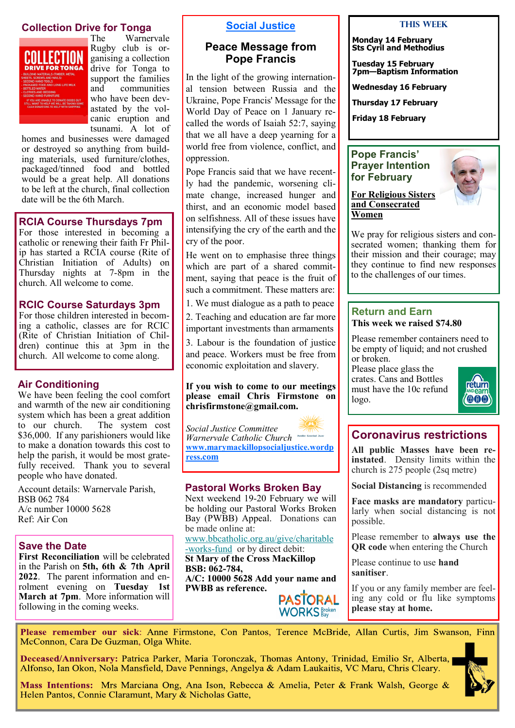## Collection Drive for Tonga

The Warnervale Rugby club is organising a collection drive for Tonga to support the families and communities who have been devastated by the volcanic eruption and tsunami. A lot of homes and businesses were damaged or destroyed so anything from building materials, used furniture/clothes, packaged/tinned food and bottled would be a great help. All donations to be left at the church, final collection date will be the 6th March.

## RCIA Course Thursdays 7pm

For those interested in becoming a catholic or renewing their faith Fr Philip has started a RCIA course (Rite of Christian Initiation of Adults) on Thursday nights at 7-8pm in the church. All welcome to come.

## RCIC Course Saturdays 3pm

For those children interested in becoming a catholic, classes are for RCIC (Rite of Christian Initiation of Children) continue this at 3pm in the church. All welcome to come along.

## Air Conditioning

We have been feeling the cool comfort and warmth of the new air conditioning system which has been a great addition to our church. The system cost $36,000. If any parishioners would like to make a donation towards this cost to help the parish, it would be most gratefully received. Thank you to several people who have donated.

Account details: Warnervale Parish,
BSB 062 784
A/c number 10000 5628
Ref: Air Con

## Save the Date

**First Reconciliation** will be celebrated in the Parish on **5th, 6th & 7th April 2022**. The parent information and enrolment evening on **Tuesday 1st March at 7pm**. More information will following in the coming weeks.

## Social Justice

### Peace Message from Pope Francis

In the light of the growing international tension between Russia and the Ukraine, Pope Francis' Message for the World Day of Peace on 1 January recalled the words of Isaiah 52:7, saying that we all have a deep yearning for a world free from violence, conflict, and oppression.

Pope Francis said that we have recently had the pandemic, worsening climate change, increased hunger and thirst, and an economic model based on selfishness. All of these issues have intensifying the cry of the earth and the cry of the poor.

He went on to emphasise three things which are part of a shared commitment, saying that peace is the fruit of such a commitment. These matters are:

1. We must dialogue as a path to peace
2. Teaching and education are far more important investments than armaments
3. Labour is the foundation of justice and peace. Workers must be free from economic exploitation and slavery.

**If you wish to come to our meetings please email Chris Firmstone on chrisfirmstone@gmail.com.**

*Social Justice Committee*
*Warnervale Catholic Church*
www.marymackillopsocialjustice.wordpress.com

## Pastoral Works Broken Bay

Next weekend 19-20 February we will be holding our Pastoral Works Broken Bay (PWBB) Appeal. Donations can be made online at:
www.bbcatholic.org.au/give/charitable-works-fund or by direct debit:
**St Mary of the Cross MacKillop**
**BSB: 062-784,**
**A/C: 10000 5628 Add your name and PWBB as reference.**

## THIS WEEK

**Monday 14 February**
**Sts Cyril and Methodius**

**Tuesday 15 February**
**7pm—Baptism Information**

**Wednesday 16 February**

**Thursday 17 February**

**Friday 18 February**

## Pope Francis' Prayer Intention for February

**For Religious Sisters and Consecrated Women**

We pray for religious sisters and consecrated women; thanking them for their mission and their courage; may they continue to find new responses to the challenges of our times.

## Return and Earn

**This week we raised $74.80**

Please remember containers need to be empty of liquid; and not crushed or broken.
Please place glass the crates. Cans and Bottles must have the 10c refund logo.

## Coronavirus restrictions

**All public Masses have been reinstated**. Density limits within the church is 275 people (2sq metre)

**Social Distancing** is recommended

**Face masks are mandatory** particularly when social distancing is not possible.

Please remember to **always use the QR code** when entering the Church

Please continue to use **hand sanitiser**.

If you or any family member are feeling any cold or flu like symptoms **please stay at home.**

**Please remember our sick**: Anne Firmstone, Con Pantos, Terence McBride, Allan Curtis, Jim Swanson, Finn McConnon, Cara De Guzman, Olga White.

**Deceased/Anniversary:** Patrica Parker, Maria Toronczak, Thomas Antony, Trinidad, Emilio Sr, Alberta, Alfonso, Ian Okon, Nola Mansfield, Dave Pennings, Angelya & Adam Laukaitis, VC Maru, Chris Cleary.

**Mass Intentions:** Mrs Marciana Ong, Ana Ison, Rebecca & Amelia, Peter & Frank Walsh, George & Helen Pantos, Connie Claramunt, Mary & Nicholas Gatte,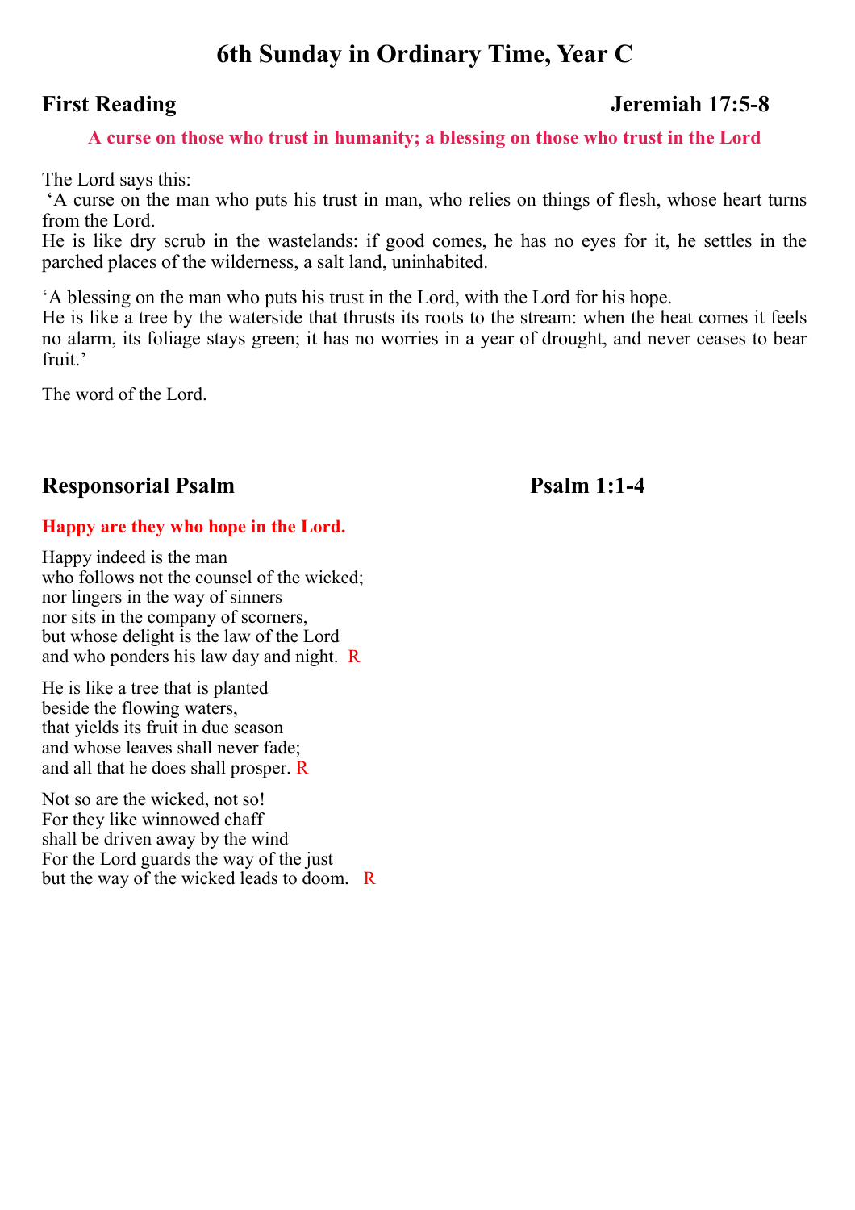# 6th Sunday in Ordinary Time, Year C

## First Reading — Jeremiah 17:5-8

**A curse on those who trust in humanity; a blessing on those who trust in the Lord**

The Lord says this:
'A curse on the man who puts his trust in man, who relies on things of flesh, whose heart turns from the Lord.
He is like dry scrub in the wastelands: if good comes, he has no eyes for it, he settles in the parched places of the wilderness, a salt land, uninhabited.

'A blessing on the man who puts his trust in the Lord, with the Lord for his hope.
He is like a tree by the waterside that thrusts its roots to the stream: when the heat comes it feels no alarm, its foliage stays green; it has no worries in a year of drought, and never ceases to bear fruit.'

The word of the Lord.

## Responsorial Psalm — Psalm 1:1-4

**Happy are they who hope in the Lord.**

Happy indeed is the man
who follows not the counsel of the wicked;
nor lingers in the way of sinners
nor sits in the company of scorners,
but whose delight is the law of the Lord
and who ponders his law day and night. R

He is like a tree that is planted
beside the flowing waters,
that yields its fruit in due season
and whose leaves shall never fade;
and all that he does shall prosper. R

Not so are the wicked, not so!
For they like winnowed chaff
shall be driven away by the wind
For the Lord guards the way of the just
but the way of the wicked leads to doom. R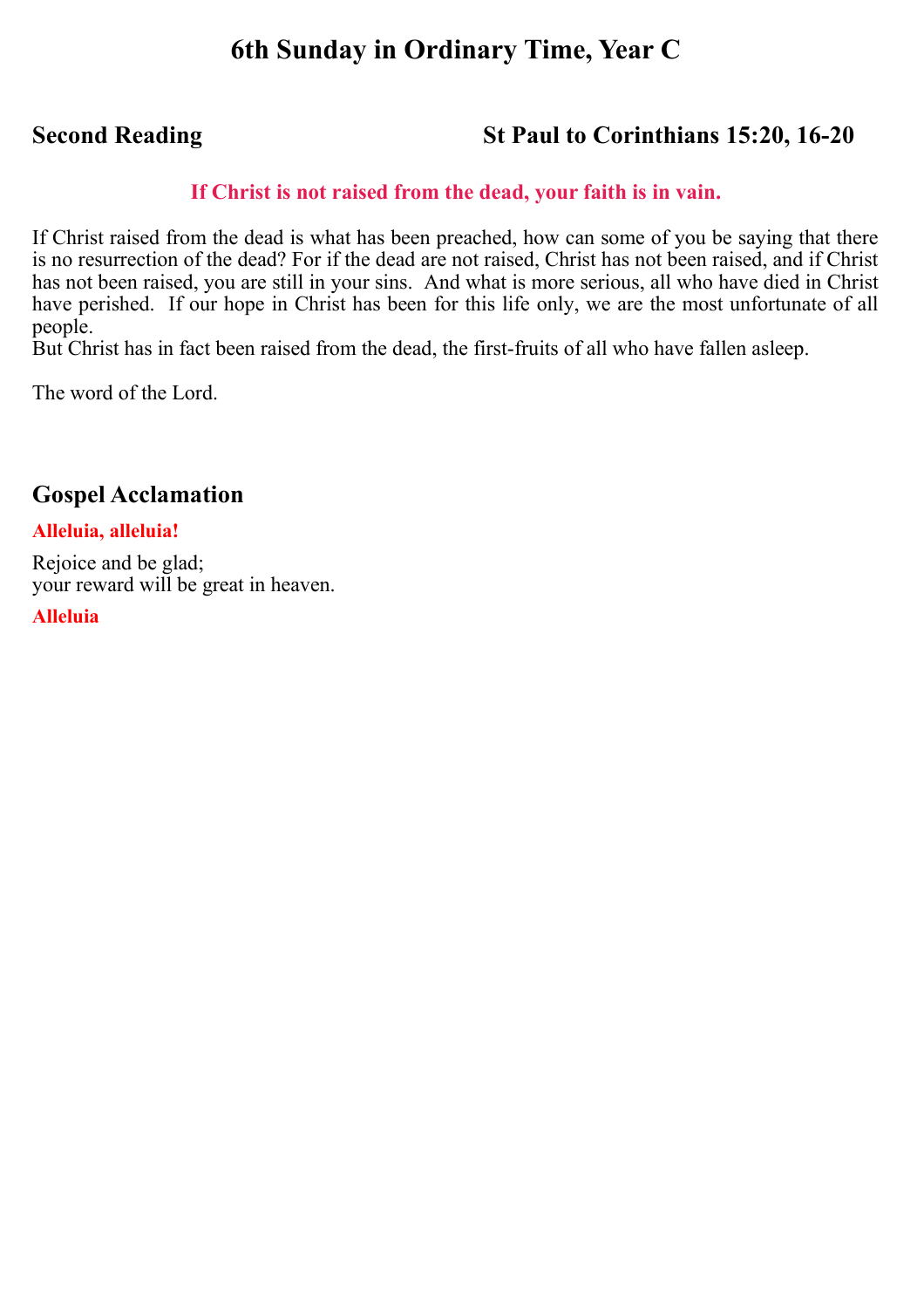# 6th Sunday in Ordinary Time, Year C

## Second Reading — St Paul to Corinthians 15:20, 16-20

**If Christ is not raised from the dead, your faith is in vain.**

If Christ raised from the dead is what has been preached, how can some of you be saying that there is no resurrection of the dead? For if the dead are not raised, Christ has not been raised, and if Christ has not been raised, you are still in your sins. And what is more serious, all who have died in Christ have perished. If our hope in Christ has been for this life only, we are the most unfortunate of all people.
But Christ has in fact been raised from the dead, the first-fruits of all who have fallen asleep.

The word of the Lord.

## Gospel Acclamation

**Alleluia, alleluia!**

Rejoice and be glad;
your reward will be great in heaven.

**Alleluia**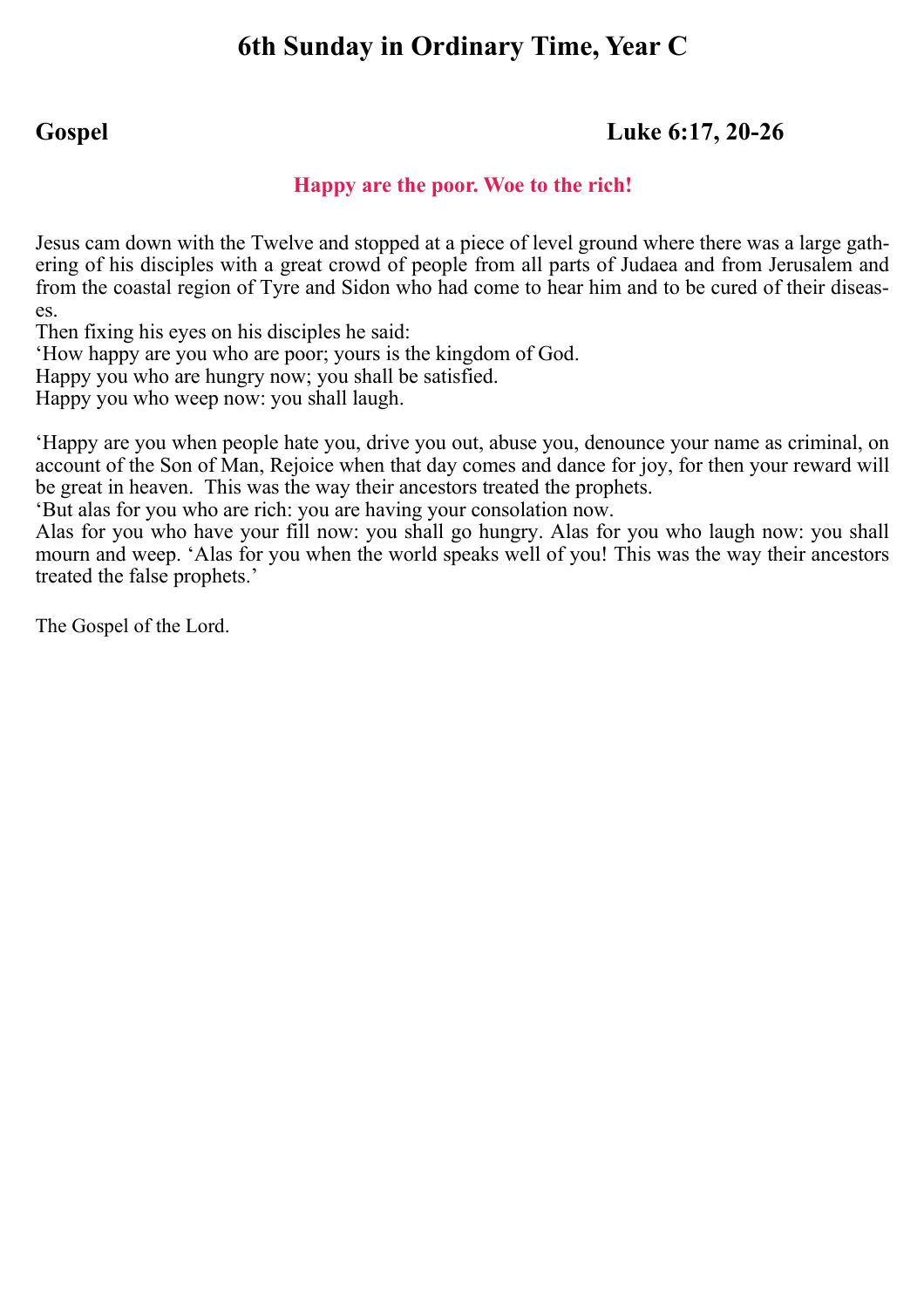# 6th Sunday in Ordinary Time, Year C

## Gospel Luke 6:17, 20-26

**Happy are the poor. Woe to the rich!**

Jesus cam down with the Twelve and stopped at a piece of level ground where there was a large gathering of his disciples with a great crowd of people from all parts of Judaea and from Jerusalem and from the coastal region of Tyre and Sidon who had come to hear him and to be cured of their diseases.
Then fixing his eyes on his disciples he said:
'How happy are you who are poor; yours is the kingdom of God.
Happy you who are hungry now; you shall be satisfied.
Happy you who weep now: you shall laugh.

'Happy are you when people hate you, drive you out, abuse you, denounce your name as criminal, on account of the Son of Man, Rejoice when that day comes and dance for joy, for then your reward will be great in heaven. This was the way their ancestors treated the prophets.
'But alas for you who are rich: you are having your consolation now.
Alas for you who have your fill now: you shall go hungry. Alas for you who laugh now: you shall mourn and weep. 'Alas for you when the world speaks well of you! This was the way their ancestors treated the false prophets.'

The Gospel of the Lord.